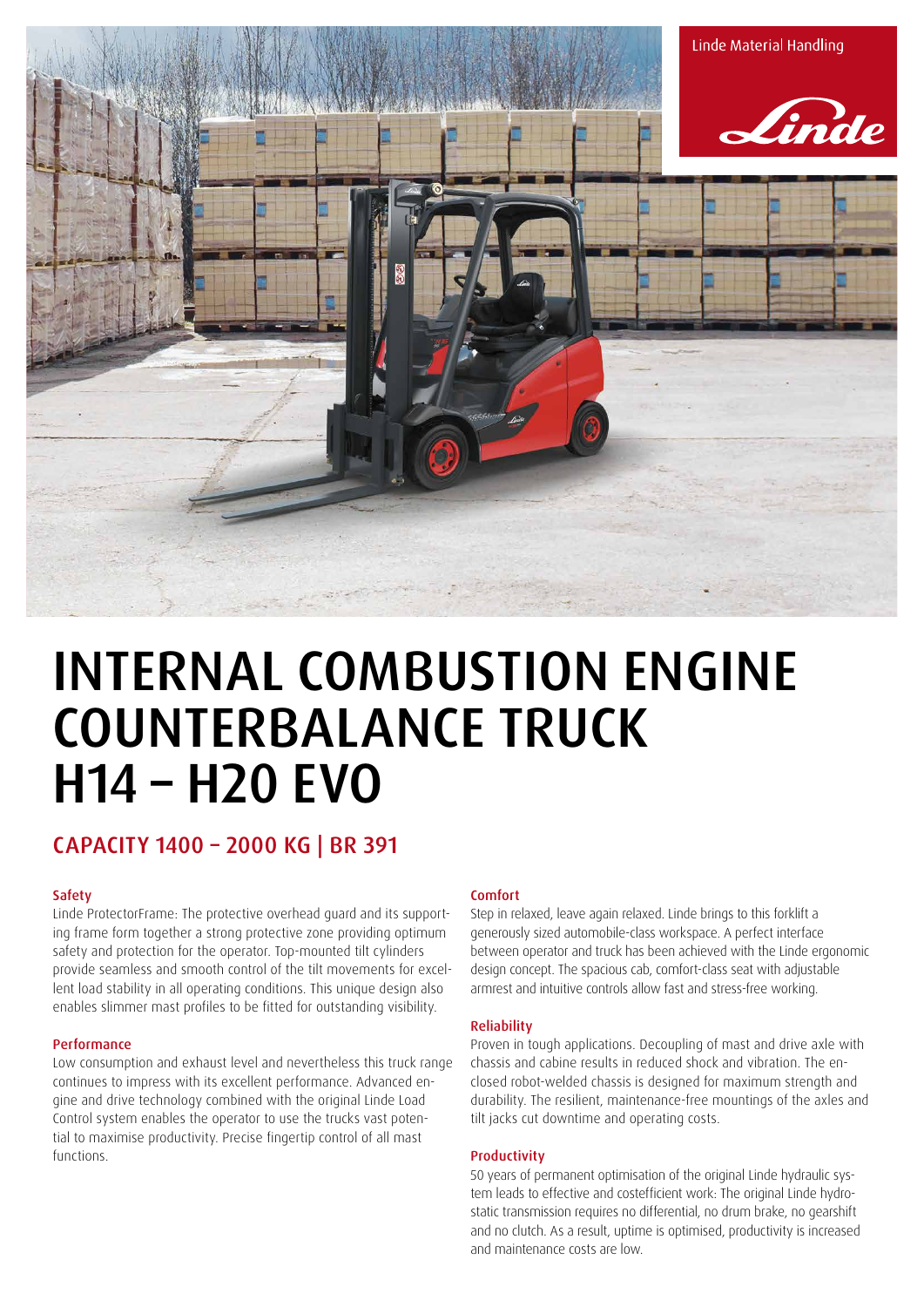Linde Material Handling

# INTERNAL COMBUSTION ENGINE COUNTERBALANCE TRUCK H14 – H20 EVO

## CAPACITY 1400 – 2000 KG | BR 391

### Safety

Linde ProtectorFrame: The protective overhead guard and its supporting frame form together a strong protective zone providing optimum safety and protection for the operator. Top-mounted tilt cylinders provide seamless and smooth control of the tilt movements for excellent load stability in all operating conditions. This unique design also enables slimmer mast profiles to be fitted for outstanding visibility.

### Performance

Low consumption and exhaust level and nevertheless this truck range continues to impress with its excellent performance. Advanced engine and drive technology combined with the original Linde Load Control system enables the operator to use the trucks vast potential to maximise productivity. Precise fingertip control of all mast functions.

### Comfort

Step in relaxed, leave again relaxed. Linde brings to this forklift a generously sized automobile-class workspace. A perfect interface between operator and truck has been achieved with the Linde ergonomic design concept. The spacious cab, comfort-class seat with adjustable armrest and intuitive controls allow fast and stress-free working.

### Reliability

Proven in tough applications. Decoupling of mast and drive axle with chassis and cabine results in reduced shock and vibration. The enclosed robot-welded chassis is designed for maximum strength and durability. The resilient, maintenance-free mountings of the axles and tilt jacks cut downtime and operating costs.

### Productivity

50 years of permanent optimisation of the original Linde hydraulic system leads to effective and costefficient work: The original Linde hydrostatic transmission requires no differential, no drum brake, no gearshift and no clutch. As a result, uptime is optimised, productivity is increased and maintenance costs are low.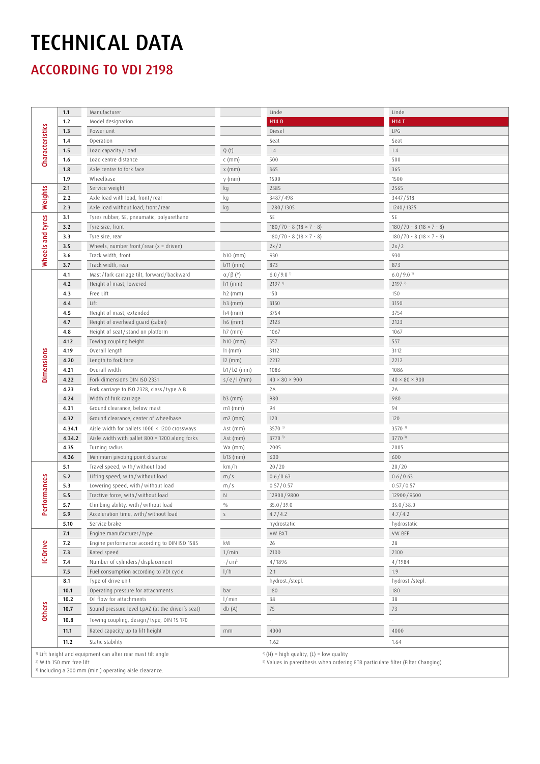# TECHNICAL DATA

## ACCORDING TO VDI 2198

| | | | | | |
|---|---|---|---|---|---|
| Characteristics | 1.1 | Manufacturer | | Linde | Linde |
| | 1.2 | Model designation | | **H14 D** | **H14 T** |
| | 1.3 | Power unit | | Diesel | LPG |
| | 1.4 | Operation | | Seat | Seat |
| | 1.5 | Load capacity / Load | Q (t) | 1.4 | 1.4 |
| | 1.6 | Load centre distance | c (mm) | 500 | 500 |
| | 1.8 | Axle centre to fork face | x (mm) | 365 | 365 |
| | 1.9 | Wheelbase | y (mm) | 1500 | 1500 |
| Weights | 2.1 | Service weight | kg | 2585 | 2565 |
| | 2.2 | Axle load with load, front / rear | kg | 3487 / 498 | 3447 / 518 |
| | 2.3 | Axle load without load, front / rear | kg | 1280 / 1305 | 1240 / 1325 |
| Wheels and tyres | 3.1 | Tyres rubber, SE, pneumatic, polyurethane | | SE | SE |
| | 3.2 | Tyre size, front | | 180 / 70 - 8 (18 × 7 - 8) | 180 / 70 - 8 (18 × 7 - 8) |
| | 3.3 | Tyre size, rear | | 180 / 70 - 8 (18 × 7 - 8) | 180 / 70 - 8 (18 × 7 - 8) |
| | 3.5 | Wheels, number front / rear (x = driven) | | 2x / 2 | 2x / 2 |
| | 3.6 | Track width, front | b10 (mm) | 930 | 930 |
| | 3.7 | Track width, rear | b11 (mm) | 873 | 873 |
| Dimensions | 4.1 | Mast / fork carriage tilt, forward / backward | $\alpha$ / $\beta$ (°) | 6.0 / 9.0 [1] | 6.0 / 9.0 [1] |
| | 4.2 | Height of mast, lowered | h1 (mm) | 2197 [2] | 2197 [2] |
| | 4.3 | Free Lift | h2 (mm) | 150 | 150 |
| | 4.4 | Lift | h3 (mm) | 3150 | 3150 |
| | 4.5 | Height of mast, extended | h4 (mm) | 3754 | 3754 |
| | 4.7 | Height of overhead guard (cabin) | h6 (mm) | 2123 | 2123 |
| | 4.8 | Height of seat / stand on platform | h7 (mm) | 1067 | 1067 |
| | 4.12 | Towing coupling height | h10 (mm) | 557 | 557 |
| | 4.19 | Overall length | l1 (mm) | 3112 | 3112 |
| | 4.20 | Length to fork face | l2 (mm) | 2212 | 2212 |
| | 4.21 | Overall width | b1 / b2 (mm) | 1086 | 1086 |
| | 4.22 | Fork dimensions DIN ISO 2331 | s / e / l (mm) | 40 × 80 × 900 | 40 × 80 × 900 |
| | 4.23 | Fork carriage to ISO 2328, class / type A,B | | 2A | 2A |
| | 4.24 | Width of fork carriage | b3 (mm) | 980 | 980 |
| | 4.31 | Ground clearance, below mast | m1 (mm) | 94 | 94 |
| | 4.32 | Ground clearance, center of wheelbase | m2 (mm) | 120 | 120 |
| | 4.34.1 | Aisle width for pallets 1000 × 1200 crossways | Ast (mm) | 3570 [3] | 3570 [3] |
| | 4.34.2 | Aisle width with pallet 800 × 1200 along forks | Ast (mm) | 3770 [3] | 3770 [3] |
| | 4.35 | Turning radius | Wa (mm) | 2005 | 2005 |
| | 4.36 | Minimum pivoting point distance | b13 (mm) | 600 | 600 |
| Performances | 5.1 | Travel speed, with / without load | km / h | 20 / 20 | 20 / 20 |
| | 5.2 | Lifting speed, with / without load | m / s | 0.6 / 0.63 | 0.6 / 0.63 |
| | 5.3 | Lowering speed, with / without load | m / s | 0.57 / 0.57 | 0.57 / 0.57 |
| | 5.5 | Tractive force, with / without load | N | 12900 / 9800 | 12900 / 9500 |
| | 5.7 | Climbing ability, with / without load | % | 35.0 / 39.0 | 35.0 / 38.0 |
| | 5.9 | Acceleration time, with / without load | s | 4.7 / 4.2 | 4.7 / 4.2 |
| | 5.10 | Service brake | | hydrostatic | hydrostatic |
| IC-Drive | 7.1 | Engine manufacturer / type | | VW BXT | VW BEF |
| | 7.2 | Engine performance according to DIN ISO 1585 | kW | 26 | 28 |
| | 7.3 | Rated speed | 1 / min | 2100 | 2100 |
| | 7.4 | Number of cylinders / displacement | - / cm³ | 4 / 1896 | 4 / 1984 |
| | 7.5 | Fuel consumption according to VDI cycle | l / h | 2.1 | 1.9 |
| Others | 8.1 | Type of drive unit | | hydrost./stepl. | hydrost./stepl. |
| | 10.1 | Operating pressure for attachments | bar | 180 | 180 |
| | 10.2 | Oil flow for attachments | l / min | 38 | 38 |
| | 10.7 | Sound pressure level LpAZ (at the driver's seat) | db (A) | 75 | 73 |
| | 10.8 | Towing coupling, design / type, DIN 15 170 | | - | - |
| | 11.1 | Rated capacity up to lift height | mm | 4000 | 4000 |
| | 11.2 | Static stability | | 1.62 | 1.64 |

[1] Lift height and equipment can alter rear mast tilt angle
[2] With 150 mm free lift
[3] Including a 200 mm (min.) operating aisle clearance.
[4] (H) = high quality, (L) = low quality
[5] Values in parenthesis when ordering ETB particulate filter (Filter Changing)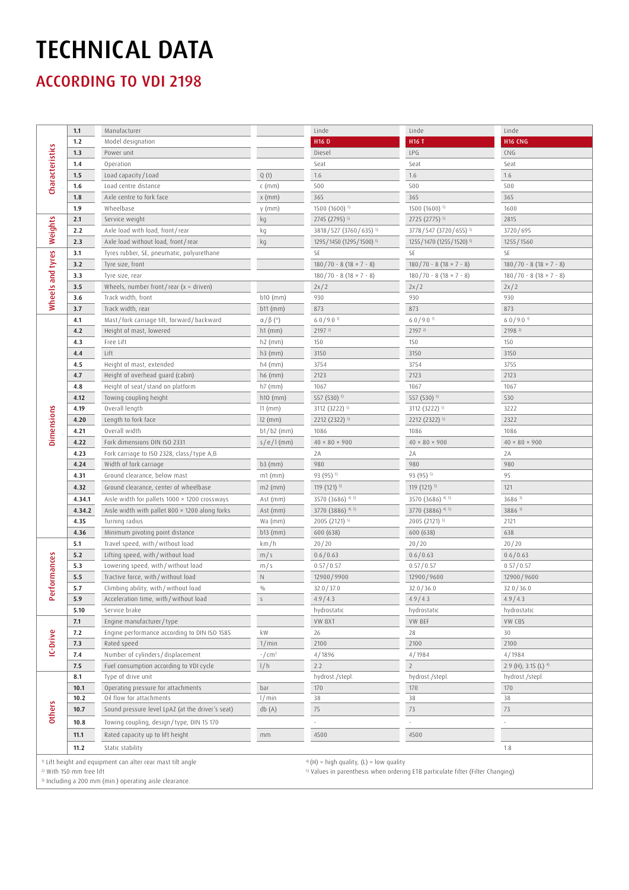# TECHNICAL DATA

## ACCORDING TO VDI 2198

| | | | | | | |
|---|---|---|---|---|---|---|
| Characteristics | 1.1 | Manufacturer | | Linde | Linde | Linde |
| | 1.2 | Model designation | | **H16 D** | **H16 T** | **H16 CNG** |
| | 1.3 | Power unit | | Diesel | LPG | CNG |
| | 1.4 | Operation | | Seat | Seat | Seat |
| | 1.5 | Load capacity / Load | Q (t) | 1.6 | 1.6 | 1.6 |
| | 1.6 | Load centre distance | c (mm) | 500 | 500 | 500 |
| | 1.8 | Axle centre to fork face | x (mm) | 365 | 365 | 365 |
| | 1.9 | Wheelbase | y (mm) | 1500 (1600) [5] | 1500 (1600) [5] | 1600 |
| Weights | 2.1 | Service weight | kg | 2745 (2795) [5] | 2725 (2775) [5] | 2815 |
| | 2.2 | Axle load with load, front / rear | kg | 3818 / 527 (3760 / 635) [5] | 3778 / 547 (3720 / 655) [5] | 3720 / 695 |
| | 2.3 | Axle load without load, front / rear | kg | 1295 / 1450 (1295 / 1500) [5] | 1255 / 1470 (1255 / 1520) [5] | 1255 / 1560 |
| Wheels and tyres | 3.1 | Tyres rubber, SE, pneumatic, polyurethane | | SE | SE | SE |
| | 3.2 | Tyre size, front | | 180 / 70 - 8 (18 × 7 - 8) | 180 / 70 - 8 (18 × 7 - 8) | 180 / 70 - 8 (18 × 7 - 8) |
| | 3.3 | Tyre size, rear | | 180 / 70 - 8 (18 × 7 - 8) | 180 / 70 - 8 (18 × 7 - 8) | 180 / 70 - 8 (18 × 7 - 8) |
| | 3.5 | Wheels, number front / rear (x = driven) | | 2x / 2 | 2x / 2 | 2x / 2 |
| | 3.6 | Track width, front | b10 (mm) | 930 | 930 | 930 |
| | 3.7 | Track width, rear | b11 (mm) | 873 | 873 | 873 |
| Dimensions | 4.1 | Mast / fork carriage tilt, forward / backward | α / β (°) | 6.0 / 9.0 [1] | 6.0 / 9.0 [1] | 6.0 / 9.0 [1] |
| | 4.2 | Height of mast, lowered | h1 (mm) | 2197 [2] | 2197 [2] | 2198 [2] |
| | 4.3 | Free Lift | h2 (mm) | 150 | 150 | 150 |
| | 4.4 | Lift | h3 (mm) | 3150 | 3150 | 3150 |
| | 4.5 | Height of mast, extended | h4 (mm) | 3754 | 3754 | 3755 |
| | 4.7 | Height of overhead guard (cabin) | h6 (mm) | 2123 | 2123 | 2123 |
| | 4.8 | Height of seat / stand on platform | h7 (mm) | 1067 | 1067 | 1067 |
| | 4.12 | Towing coupling height | h10 (mm) | 557 (530) [5] | 557 (530) [5] | 530 |
| | 4.19 | Overall length | l1 (mm) | 3112 (3222) [5] | 3112 (3222) [5] | 3222 |
| | 4.20 | Length to fork face | l2 (mm) | 2212 (2322) [5] | 2212 (2322) [5] | 2322 |
| | 4.21 | Overall width | b1 / b2 (mm) | 1086 | 1086 | 1086 |
| | 4.22 | Fork dimensions DIN ISO 2331 | s / e / l (mm) | 40 × 80 × 900 | 40 × 80 × 900 | 40 × 80 × 900 |
| | 4.23 | Fork carriage to ISO 2328, class / type A,B | | 2A | 2A | 2A |
| | 4.24 | Width of fork carriage | b3 (mm) | 980 | 980 | 980 |
| | 4.31 | Ground clearance, below mast | m1 (mm) | 93 (95) [5] | 93 (95) [5] | 95 |
| | 4.32 | Ground clearance, center of wheelbase | m2 (mm) | 119 (121) [5] | 119 (121) [5] | 121 |
| | 4.34.1 | Aisle width for pallets 1000 × 1200 crossways | Ast (mm) | 3570 (3686) [4] [5] | 3570 (3686) [4] [5] | 3686 [5] |
| | 4.34.2 | Aisle width with pallet 800 × 1200 along forks | Ast (mm) | 3770 (3886) [4] [5] | 3770 (3886) [4] [5] | 3886 [5] |
| | 4.35 | Turning radius | Wa (mm) | 2005 (2121) [5] | 2005 (2121) [5] | 2121 |
| | 4.36 | Minimum pivoting point distance | b13 (mm) | 600 (638) | 600 (638) | 638 |
| Performances | 5.1 | Travel speed, with / without load | km / h | 20 / 20 | 20 / 20 | 20 / 20 |
| | 5.2 | Lifting speed, with / without load | m / s | 0.6 / 0.63 | 0.6 / 0.63 | 0.6 / 0.63 |
| | 5.3 | Lowering speed, with / without load | m / s | 0.57 / 0.57 | 0.57 / 0.57 | 0.57 / 0.57 |
| | 5.5 | Tractive force, with / without load | N | 12900 / 9900 | 12900 / 9600 | 12900 / 9600 |
| | 5.7 | Climbing ability, with / without load | % | 32.0 / 37.0 | 32.0 / 36.0 | 32.0 / 36.0 |
| | 5.9 | Acceleration time, with / without load | s | 4.9 / 4.3 | 4.9 / 4.3 | 4.9 / 4.3 |
| | 5.10 | Service brake | | hydrostatic | hydrostatic | hydrostatic |
| IC-Drive | 7.1 | Engine manufacturer / type | | VW BXT | VW BEF | VW CBS |
| | 7.2 | Engine performance according to DIN ISO 1585 | kW | 26 | 28 | 30 |
| | 7.3 | Rated speed | 1 / min | 2100 | 2100 | 2100 |
| | 7.4 | Number of cylinders / displacement | - / cm³ | 4 / 1896 | 4 / 1984 | 4 / 1984 |
| | 7.5 | Fuel consumption according to VDI cycle | l / h | 2.2 | 2 | 2.9 (H); 3.15 (L) [4] |
| Others | 8.1 | Type of drive unit | | hydrost. / stepl. | hydrost. / stepl. | hydrost. / stepl. |
| | 10.1 | Operating pressure for attachments | bar | 170 | 170 | 170 |
| | 10.2 | Oil flow for attachments | l / min | 38 | 38 | 38 |
| | 10.7 | Sound pressure level LpAZ (at the driver's seat) | db (A) | 75 | 73 | 73 |
| | 10.8 | Towing coupling, design / type, DIN 15 170 | | - | - | - |
| | 11.1 | Rated capacity up to lift height | mm | 4500 | 4500 | |
| | 11.2 | Static stability | | | | 1.8 |

[1] Lift height and equipment can alter rear mast tilt angle
[2] With 150 mm free lift
[3] Including a 200 mm (min.) operating aisle clearance.
[4] (H) = high quality, (L) = low quality
[5] Values in parenthesis when ordering ETB particulate filter (Filter Changing)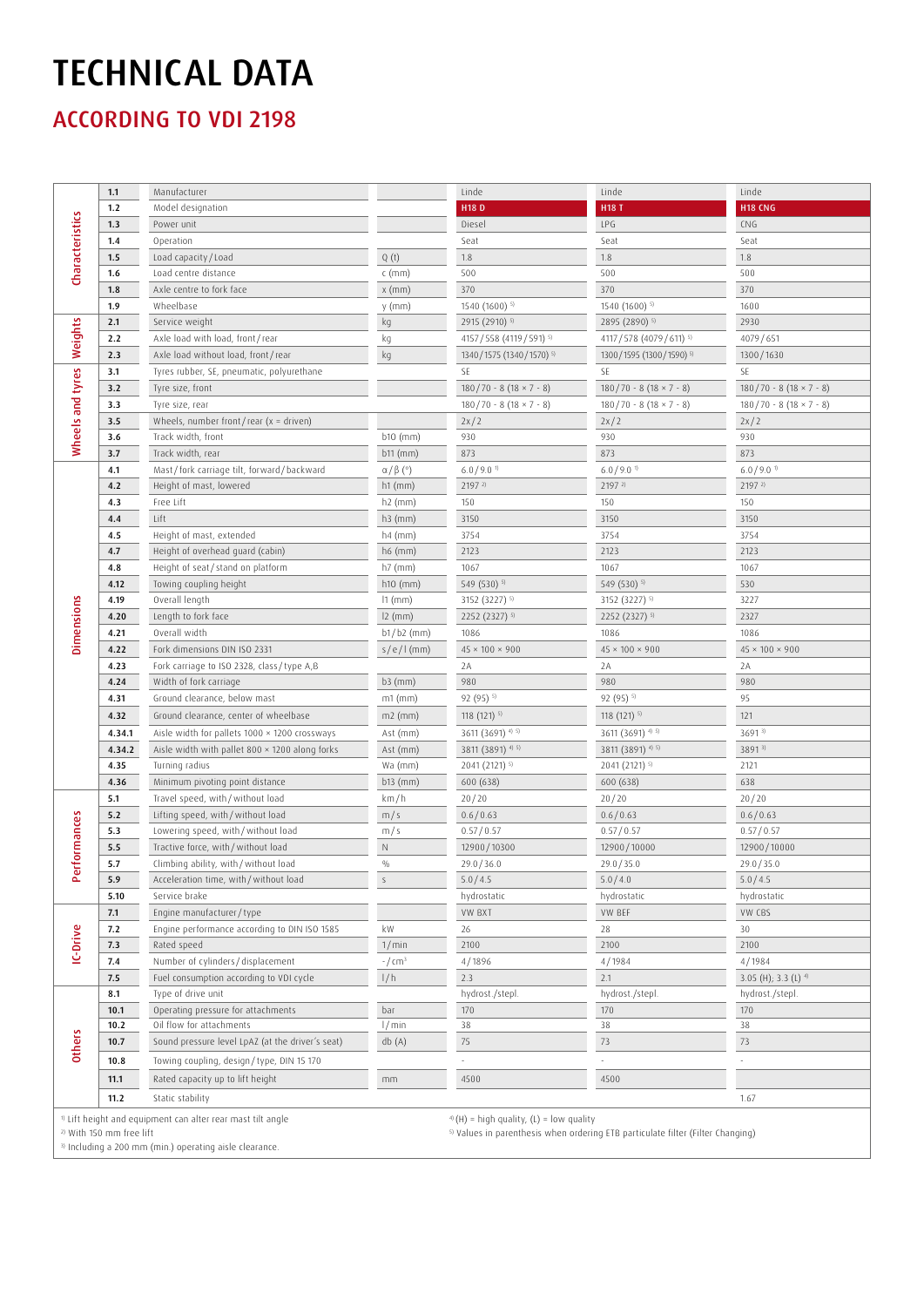# TECHNICAL DATA

## ACCORDING TO VDI 2198

| | | | | | | |
|---|---|---|---|---|---|---|
| Characteristics | 1.1 | Manufacturer | | Linde | Linde | Linde |
| | 1.2 | Model designation | | **H18 D** | **H18 T** | **H18 CNG** |
| | 1.3 | Power unit | | Diesel | LPG | CNG |
| | 1.4 | Operation | | Seat | Seat | Seat |
| | 1.5 | Load capacity / Load | Q (t) | 1.8 | 1.8 | 1.8 |
| | 1.6 | Load centre distance | c (mm) | 500 | 500 | 500 |
| | 1.8 | Axle centre to fork face | x (mm) | 370 | 370 | 370 |
| | 1.9 | Wheelbase | y (mm) | 1540 (1600) [5] | 1540 (1600) [5] | 1600 |
| Weights | 2.1 | Service weight | kg | 2915 (2910) [5] | 2895 (2890) [5] | 2930 |
| | 2.2 | Axle load with load, front / rear | kg | 4157 / 558 (4119 / 591) [5] | 4117 / 578 (4079 / 611) [5] | 4079 / 651 |
| | 2.3 | Axle load without load, front / rear | kg | 1340 / 1575 (1340 / 1570) [5] | 1300 / 1595 (1300 / 1590) [5] | 1300 / 1630 |
| Wheels and tyres | 3.1 | Tyres rubber, SE, pneumatic, polyurethane | | SE | SE | SE |
| | 3.2 | Tyre size, front | | 180 / 70 - 8 (18 × 7 - 8) | 180 / 70 - 8 (18 × 7 - 8) | 180 / 70 - 8 (18 × 7 - 8) |
| | 3.3 | Tyre size, rear | | 180 / 70 - 8 (18 × 7 - 8) | 180 / 70 - 8 (18 × 7 - 8) | 180 / 70 - 8 (18 × 7 - 8) |
| | 3.5 | Wheels, number front / rear (x = driven) | | 2x / 2 | 2x / 2 | 2x / 2 |
| | 3.6 | Track width, front | b10 (mm) | 930 | 930 | 930 |
| | 3.7 | Track width, rear | b11 (mm) | 873 | 873 | 873 |
| Dimensions | 4.1 | Mast / fork carriage tilt, forward / backward | α / β (°) | 6.0 / 9.0 [1] | 6.0 / 9.0 [1] | 6.0 / 9.0 [1] |
| | 4.2 | Height of mast, lowered | h1 (mm) | 2197 [2] | 2197 [2] | 2197 [2] |
| | 4.3 | Free Lift | h2 (mm) | 150 | 150 | 150 |
| | 4.4 | Lift | h3 (mm) | 3150 | 3150 | 3150 |
| | 4.5 | Height of mast, extended | h4 (mm) | 3754 | 3754 | 3754 |
| | 4.7 | Height of overhead guard (cabin) | h6 (mm) | 2123 | 2123 | 2123 |
| | 4.8 | Height of seat / stand on platform | h7 (mm) | 1067 | 1067 | 1067 |
| | 4.12 | Towing coupling height | h10 (mm) | 549 (530) [5] | 549 (530) [5] | 530 |
| | 4.19 | Overall length | l1 (mm) | 3152 (3227) [5] | 3152 (3227) [5] | 3227 |
| | 4.20 | Length to fork face | l2 (mm) | 2252 (2327) [5] | 2252 (2327) [5] | 2327 |
| | 4.21 | Overall width | b1 / b2 (mm) | 1086 | 1086 | 1086 |
| | 4.22 | Fork dimensions DIN ISO 2331 | s / e / l (mm) | 45 × 100 × 900 | 45 × 100 × 900 | 45 × 100 × 900 |
| | 4.23 | Fork carriage to ISO 2328, class / type A,B | | 2A | 2A | 2A |
| | 4.24 | Width of fork carriage | b3 (mm) | 980 | 980 | 980 |
| | 4.31 | Ground clearance, below mast | m1 (mm) | 92 (95) [5] | 92 (95) [5] | 95 |
| | 4.32 | Ground clearance, center of wheelbase | m2 (mm) | 118 (121) [5] | 118 (121) [5] | 121 |
| | 4.34.1 | Aisle width for pallets 1000 × 1200 crossways | Ast (mm) | 3611 (3691) [4] [5] | 3611 (3691) [4] [5] | 3691 [3] |
| | 4.34.2 | Aisle width with pallet 800 × 1200 along forks | Ast (mm) | 3811 (3891) [4] [5] | 3811 (3891) [4] [5] | 3891 [3] |
| | 4.35 | Turning radius | Wa (mm) | 2041 (2121) [5] | 2041 (2121) [5] | 2121 |
| | 4.36 | Minimum pivoting point distance | b13 (mm) | 600 (638) | 600 (638) | 638 |
| Performances | 5.1 | Travel speed, with / without load | km / h | 20 / 20 | 20 / 20 | 20 / 20 |
| | 5.2 | Lifting speed, with / without load | m / s | 0.6 / 0.63 | 0.6 / 0.63 | 0.6 / 0.63 |
| | 5.3 | Lowering speed, with / without load | m / s | 0.57 / 0.57 | 0.57 / 0.57 | 0.57 / 0.57 |
| | 5.5 | Tractive force, with / without load | N | 12900 / 10300 | 12900 / 10000 | 12900 / 10000 |
| | 5.7 | Climbing ability, with / without load | % | 29.0 / 36.0 | 29.0 / 35.0 | 29.0 / 35.0 |
| | 5.9 | Acceleration time, with / without load | s | 5.0 / 4.5 | 5.0 / 4.0 | 5.0 / 4.5 |
| | 5.10 | Service brake | | hydrostatic | hydrostatic | hydrostatic |
| IC-Drive | 7.1 | Engine manufacturer / type | | VW BXT | VW BEF | VW CBS |
| | 7.2 | Engine performance according to DIN ISO 1585 | kW | 26 | 28 | 30 |
| | 7.3 | Rated speed | 1 / min | 2100 | 2100 | 2100 |
| | 7.4 | Number of cylinders / displacement | - / cm³ | 4 / 1896 | 4 / 1984 | 4 / 1984 |
| | 7.5 | Fuel consumption according to VDI cycle | l / h | 2.3 | 2.1 | 3.05 (H); 3.3 (L) [4] |
| Others | 8.1 | Type of drive unit | | hydrost. / stepl. | hydrost. / stepl. | hydrost. / stepl. |
| | 10.1 | Operating pressure for attachments | bar | 170 | 170 | 170 |
| | 10.2 | Oil flow for attachments | l / min | 38 | 38 | 38 |
| | 10.7 | Sound pressure level LpAZ (at the driver's seat) | db (A) | 75 | 73 | 73 |
| | 10.8 | Towing coupling, design / type, DIN 15 170 | | - | - | - |
| | 11.1 | Rated capacity up to lift height | mm | 4500 | 4500 | |
| | 11.2 | Static stability | | | | 1.67 |

[1] Lift height and equipment can alter rear mast tilt angle
[2] With 150 mm free lift
[3] Including a 200 mm (min.) operating aisle clearance.
[4] (H) = high quality, (L) = low quality
[5] Values in parenthesis when ordering ETB particulate filter (Filter Changing)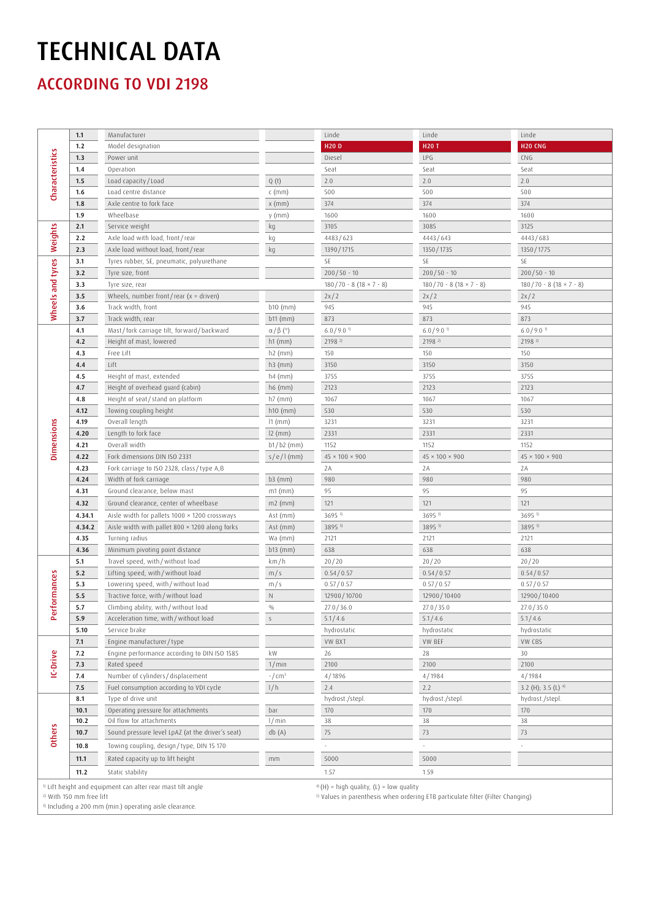# TECHNICAL DATA

## ACCORDING TO VDI 2198

| Category | No. | Description | Unit | | | |
|---|---|---|---|---|---|---|
| Characteristics | 1.1 | Manufacturer | | Linde | Linde | Linde |
| | 1.2 | Model designation | | **H20 D** | **H20 T** | **H20 CNG** |
| | 1.3 | Power unit | | Diesel | LPG | CNG |
| | 1.4 | Operation | | Seat | Seat | Seat |
| | 1.5 | Load capacity / Load | Q (t) | 2.0 | 2.0 | 2.0 |
| | 1.6 | Load centre distance | c (mm) | 500 | 500 | 500 |
| | 1.8 | Axle centre to fork face | x (mm) | 374 | 374 | 374 |
| | 1.9 | Wheelbase | y (mm) | 1600 | 1600 | 1600 |
| Weights | 2.1 | Service weight | kg | 3105 | 3085 | 3125 |
| | 2.2 | Axle load with load, front / rear | kg | 4483 / 623 | 4443 / 643 | 4443 / 683 |
| | 2.3 | Axle load without load, front / rear | kg | 1390 / 1715 | 1350 / 1735 | 1350 / 1775 |
| Wheels and tyres | 3.1 | Tyres rubber, SE, pneumatic, polyurethane | | SE | SE | SE |
| | 3.2 | Tyre size, front | | 200 / 50 - 10 | 200 / 50 - 10 | 200 / 50 - 10 |
| | 3.3 | Tyre size, rear | | 180 / 70 - 8 (18 × 7 - 8) | 180 / 70 - 8 (18 × 7 - 8) | 180 / 70 - 8 (18 × 7 - 8) |
| | 3.5 | Wheels, number front / rear (x = driven) | | 2x / 2 | 2x / 2 | 2x / 2 |
| | 3.6 | Track width, front | b10 (mm) | 945 | 945 | 945 |
| | 3.7 | Track width, rear | b11 (mm) | 873 | 873 | 873 |
| Dimensions | 4.1 | Mast / fork carriage tilt, forward / backward | α / β (°) | 6.0 / 9.0 [1] | 6.0 / 9.0 [1] | 6.0 / 9.0 [1] |
| | 4.2 | Height of mast, lowered | h1 (mm) | 2198 [2] | 2198 [2] | 2198 [2] |
| | 4.3 | Free Lift | h2 (mm) | 150 | 150 | 150 |
| | 4.4 | Lift | h3 (mm) | 3150 | 3150 | 3150 |
| | 4.5 | Height of mast, extended | h4 (mm) | 3755 | 3755 | 3755 |
| | 4.7 | Height of overhead guard (cabin) | h6 (mm) | 2123 | 2123 | 2123 |
| | 4.8 | Height of seat / stand on platform | h7 (mm) | 1067 | 1067 | 1067 |
| | 4.12 | Towing coupling height | h10 (mm) | 530 | 530 | 530 |
| | 4.19 | Overall length | l1 (mm) | 3231 | 3231 | 3231 |
| | 4.20 | Length to fork face | l2 (mm) | 2331 | 2331 | 2331 |
| | 4.21 | Overall width | b1 / b2 (mm) | 1152 | 1152 | 1152 |
| | 4.22 | Fork dimensions DIN ISO 2331 | s / e / l (mm) | 45 × 100 × 900 | 45 × 100 × 900 | 45 × 100 × 900 |
| | 4.23 | Fork carriage to ISO 2328, class / type A,B | | 2A | 2A | 2A |
| | 4.24 | Width of fork carriage | b3 (mm) | 980 | 980 | 980 |
| | 4.31 | Ground clearance, below mast | m1 (mm) | 95 | 95 | 95 |
| | 4.32 | Ground clearance, center of wheelbase | m2 (mm) | 121 | 121 | 121 |
| | 4.34.1 | Aisle width for pallets 1000 × 1200 crossways | Ast (mm) | 3695 [3] | 3695 [3] | 3695 [3] |
| | 4.34.2 | Aisle width with pallet 800 × 1200 along forks | Ast (mm) | 3895 [3] | 3895 [3] | 3895 [3] |
| | 4.35 | Turning radius | Wa (mm) | 2121 | 2121 | 2121 |
| | 4.36 | Minimum pivoting point distance | b13 (mm) | 638 | 638 | 638 |
| Performances | 5.1 | Travel speed, with / without load | km / h | 20 / 20 | 20 / 20 | 20 / 20 |
| | 5.2 | Lifting speed, with / without load | m / s | 0.54 / 0.57 | 0.54 / 0.57 | 0.54 / 0.57 |
| | 5.3 | Lowering speed, with / without load | m / s | 0.57 / 0.57 | 0.57 / 0.57 | 0.57 / 0.57 |
| | 5.5 | Tractive force, with / without load | N | 12900 / 10700 | 12900 / 10400 | 12900 / 10400 |
| | 5.7 | Climbing ability, with / without load | % | 27.0 / 36.0 | 27.0 / 35.0 | 27.0 / 35.0 |
| | 5.9 | Acceleration time, with / without load | s | 5.1 / 4.6 | 5.1 / 4.6 | 5.1 / 4.6 |
| | 5.10 | Service brake | | hydrostatic | hydrostatic | hydrostatic |
| IC-Drive | 7.1 | Engine manufacturer / type | | VW BXT | VW BEF | VW CBS |
| | 7.2 | Engine performance according to DIN ISO 1585 | kW | 26 | 28 | 30 |
| | 7.3 | Rated speed | 1 / min | 2100 | 2100 | 2100 |
| | 7.4 | Number of cylinders / displacement | - / cm³ | 4 / 1896 | 4 / 1984 | 4 / 1984 |
| | 7.5 | Fuel consumption according to VDI cycle | l / h | 2.4 | 2.2 | 3.2 (H); 3.5 (L) [4] |
| Others | 8.1 | Type of drive unit | | hydrost. / stepl. | hydrost. / stepl. | hydrost. / stepl. |
| | 10.1 | Operating pressure for attachments | bar | 170 | 170 | 170 |
| | 10.2 | Oil flow for attachments | l / min | 38 | 38 | 38 |
| | 10.7 | Sound pressure level LpAZ (at the driver's seat) | db (A) | 75 | 73 | 73 |
| | 10.8 | Towing coupling, design / type, DIN 15 170 | | - | - | - |
| | 11.1 | Rated capacity up to lift height | mm | 5000 | 5000 | |
| | 11.2 | Static stability | | 1.57 | 1.59 | |

[1] Lift height and equipment can alter rear mast tilt angle
[2] With 150 mm free lift
[3] Including a 200 mm (min.) operating aisle clearance.
[4] (H) = high quality, (L) = low quality
[5] Values in parenthesis when ordering ETB particulate filter (Filter Changing)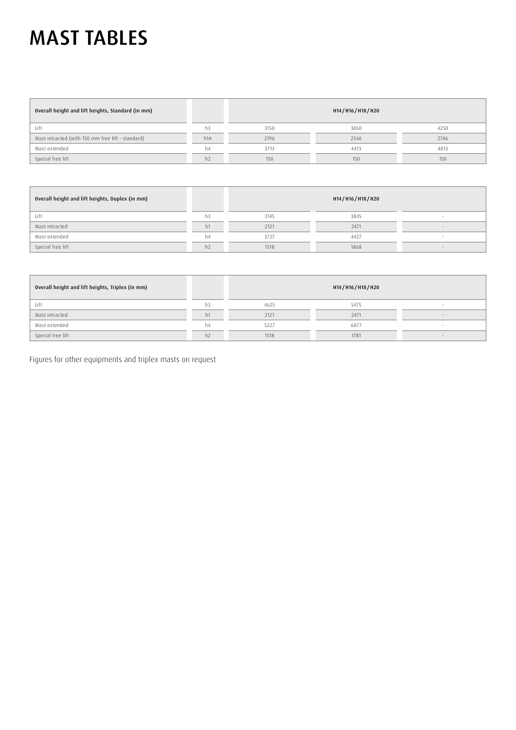# MAST TABLES

| Overall height and lift heights, Standard (in mm) | | H14 / H16 / H18 / H20 | | |
|---|---|---|---|---|
| Lift | h3 | 3150 | 3850 | 4250 |
| Mast retracted (with 150 mm free lift - standard) | h1# | 2196 | 2546 | 2746 |
| Mast extended | h4 | 3713 | 4413 | 4813 |
| Special free lift | h2 | 150 | 150 | 150 |

| Overall height and lift heights, Duplex (in mm) | | H14 / H16 / H18 / H20 | | |
|---|---|---|---|---|
| Lift | h3 | 3145 | 3845 | - |
| Mast retracted | h1 | 2121 | 2471 | - |
| Mast extended | h4 | 3727 | 4427 | - |
| Special free lift | h2 | 1518 | 1868 | - |

| Overall height and lift heights, Triplex (in mm) | | H14 / H16 / H18 / H20 | | |
|---|---|---|---|---|
| Lift | h3 | 4625 | 5475 | - |
| Mast retracted | h1 | 2121 | 2471 | - |
| Mast extended | h4 | 5227 | 6077 | - |
| Special free lift | h2 | 1518 | 1781 | - |

Figures for other equipments and triplex masts on request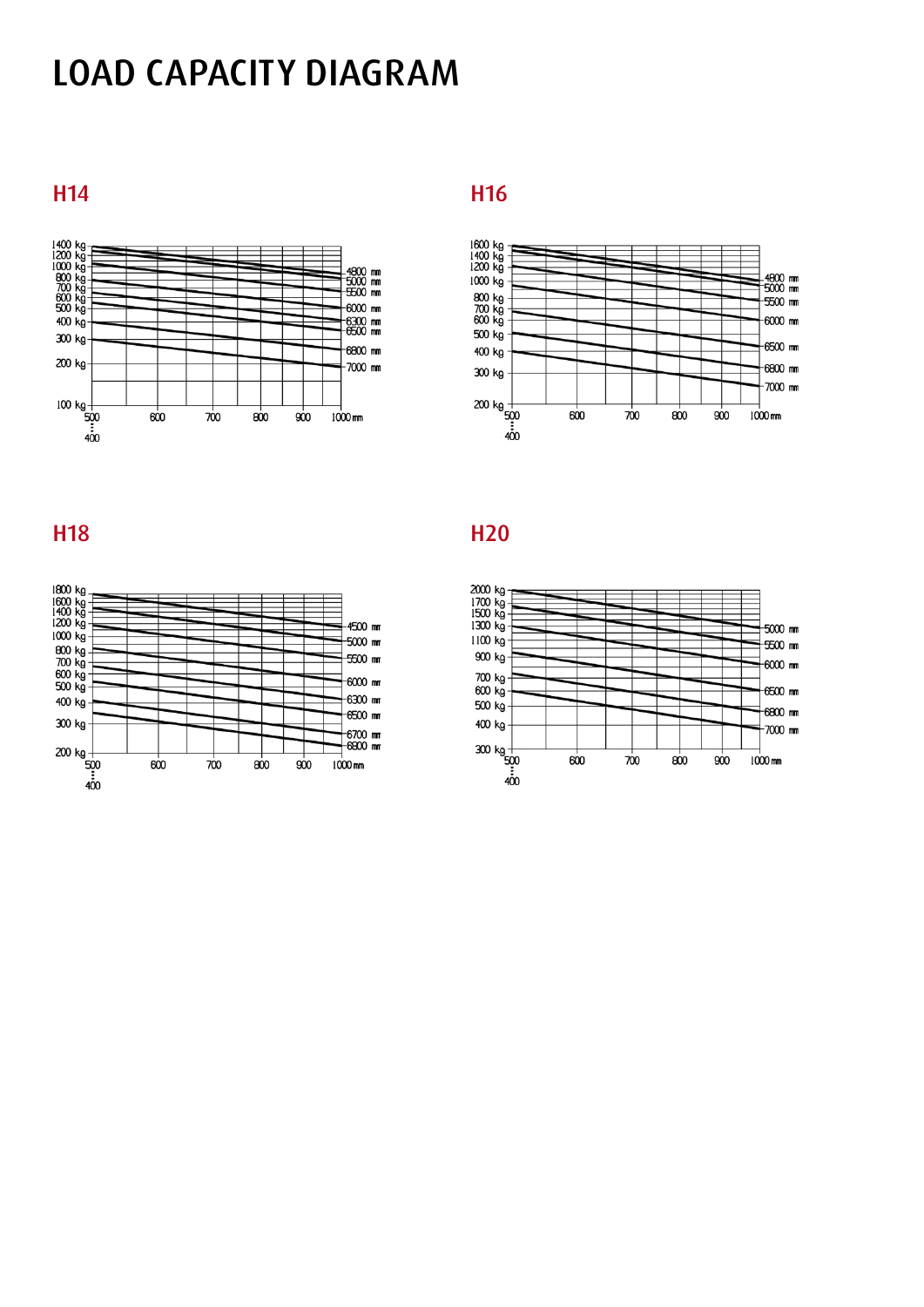# LOAD CAPACITY DIAGRAM

## H14

1400 kg
1200 kg
1000 kg
800 kg
700 kg
600 kg
500 kg
400 kg
300 kg
200 kg
100 kg

500 600 700 800 900 1000 mm
400

4800 mm
5000 mm
5500 mm
6000 mm
6300 mm
6500 mm
6800 mm
7000 mm

## H16

1600 kg
1400 kg
1200 kg
1000 kg
800 kg
700 kg
600 kg
500 kg
400 kg
300 kg
200 kg

500 600 700 800 900 1000 mm
400

4800 mm
5000 mm
5500 mm
6000 mm
6500 mm
6800 mm
7000 mm

## H18

1800 kg
1600 kg
1400 kg
1200 kg
1000 kg
800 kg
700 kg
600 kg
500 kg
400 kg
300 kg
200 kg

500 600 700 800 900 1000 mm
400

4500 mm
5000 mm
5500 mm
6000 mm
6300 mm
6500 mm
6700 mm
6800 mm

## H20

2000 kg
1700 kg
1500 kg
1300 kg
1100 kg
900 kg
700 kg
600 kg
500 kg
400 kg
300 kg

500 600 700 800 900 1000 mm
400

5000 mm
5500 mm
6000 mm
6500 mm
6800 mm
7000 mm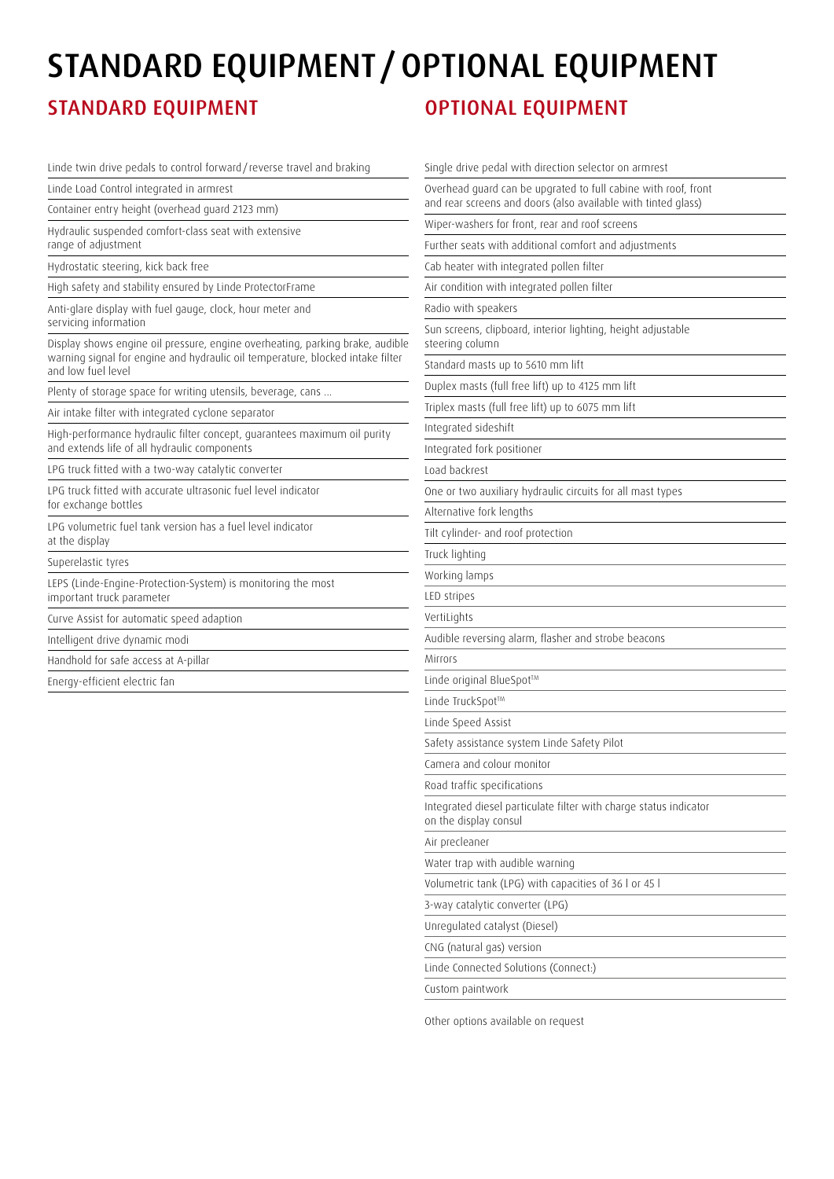# STANDARD EQUIPMENT / OPTIONAL EQUIPMENT

## STANDARD EQUIPMENT

- Linde twin drive pedals to control forward / reverse travel and braking
- Linde Load Control integrated in armrest
- Container entry height (overhead guard 2123 mm)
- Hydraulic suspended comfort-class seat with extensive range of adjustment
- Hydrostatic steering, kick back free
- High safety and stability ensured by Linde ProtectorFrame
- Anti-glare display with fuel gauge, clock, hour meter and servicing information
- Display shows engine oil pressure, engine overheating, parking brake, audible warning signal for engine and hydraulic oil temperature, blocked intake filter and low fuel level
- Plenty of storage space for writing utensils, beverage, cans ...
- Air intake filter with integrated cyclone separator
- High-performance hydraulic filter concept, guarantees maximum oil purity and extends life of all hydraulic components
- LPG truck fitted with a two-way catalytic converter
- LPG truck fitted with accurate ultrasonic fuel level indicator for exchange bottles
- LPG volumetric fuel tank version has a fuel level indicator at the display
- Superelastic tyres
- LEPS (Linde-Engine-Protection-System) is monitoring the most important truck parameter
- Curve Assist for automatic speed adaption
- Intelligent drive dynamic modi
- Handhold for safe access at A-pillar
- Energy-efficient electric fan

## OPTIONAL EQUIPMENT

- Single drive pedal with direction selector on armrest
- Overhead guard can be upgrated to full cabine with roof, front and rear screens and doors (also available with tinted glass)
- Wiper-washers for front, rear and roof screens
- Further seats with additional comfort and adjustments
- Cab heater with integrated pollen filter
- Air condition with integrated pollen filter
- Radio with speakers
- Sun screens, clipboard, interior lighting, height adjustable steering column
- Standard masts up to 5610 mm lift
- Duplex masts (full free lift) up to 4125 mm lift
- Triplex masts (full free lift) up to 6075 mm lift
- Integrated sideshift
- Integrated fork positioner
- Load backrest
- One or two auxiliary hydraulic circuits for all mast types
- Alternative fork lengths
- Tilt cylinder- and roof protection
- Truck lighting
- Working lamps
- LED stripes
- VertiLights
- Audible reversing alarm, flasher and strobe beacons
- Mirrors
- Linde original BlueSpot™
- Linde TruckSpot™
- Linde Speed Assist
- Safety assistance system Linde Safety Pilot
- Camera and colour monitor
- Road traffic specifications
- Integrated diesel particulate filter with charge status indicator on the display consul
- Air precleaner
- Water trap with audible warning
- Volumetric tank (LPG) with capacities of 36 l or 45 l
- 3-way catalytic converter (LPG)
- Unregulated catalyst (Diesel)
- CNG (natural gas) version
- Linde Connected Solutions (Connect:)
- Custom paintwork

Other options available on request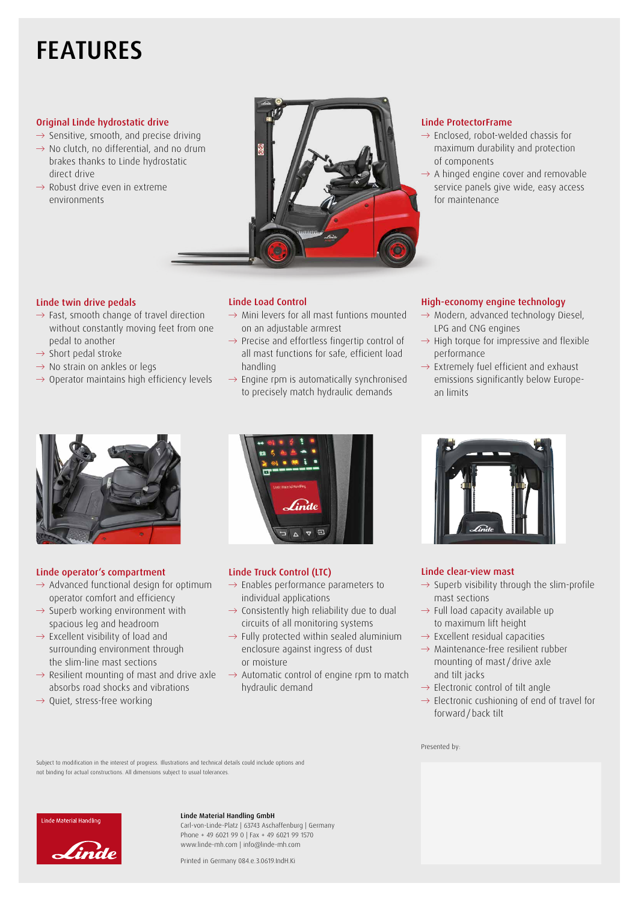# FEATURES

## Original Linde hydrostatic drive

- → Sensitive, smooth, and precise driving
- → No clutch, no differential, and no drum brakes thanks to Linde hydrostatic direct drive
- → Robust drive even in extreme environments

## Linde ProtectorFrame

- → Enclosed, robot-welded chassis for maximum durability and protection of components
- → A hinged engine cover and removable service panels give wide, easy access for maintenance

## Linde twin drive pedals

- → Fast, smooth change of travel direction without constantly moving feet from one pedal to another
- → Short pedal stroke
- → No strain on ankles or legs
- → Operator maintains high efficiency levels

## Linde Load Control

- → Mini levers for all mast funtions mounted on an adjustable armrest
- → Precise and effortless fingertip control of all mast functions for safe, efficient load handling
- → Engine rpm is automatically synchronised to precisely match hydraulic demands

## High-economy engine technology

- → Modern, advanced technology Diesel, LPG and CNG engines
- → High torque for impressive and flexible performance
- → Extremely fuel efficient and exhaust emissions significantly below European limits

## Linde operator's compartment

- → Advanced functional design for optimum operator comfort and efficiency
- → Superb working environment with spacious leg and headroom
- → Excellent visibility of load and surrounding environment through the slim-line mast sections
- → Resilient mounting of mast and drive axle absorbs road shocks and vibrations
- → Quiet, stress-free working

## Linde Truck Control (LTC)

- → Enables performance parameters to individual applications
- → Consistently high reliability due to dual circuits of all monitoring systems
- → Fully protected within sealed aluminium enclosure against ingress of dust or moisture
- → Automatic control of engine rpm to match hydraulic demand

## Linde clear-view mast

- → Superb visibility through the slim-profile mast sections
- → Full load capacity available up to maximum lift height
- → Excellent residual capacities
- → Maintenance-free resilient rubber mounting of mast / drive axle and tilt jacks
- → Electronic control of tilt angle
- → Electronic cushioning of end of travel for forward / back tilt

Presented by:

Subject to modification in the interest of progress. Illustrations and technical details could include options and not binding for actual constructions. All dimensions subject to usual tolerances.

Linde Material Handling

**Linde Material Handling GmbH**
Carl-von-Linde-Platz | 63743 Aschaffenburg | Germany
Phone + 49 6021 99 0 | Fax + 49 6021 99 1570
www.linde-mh.com | info@linde-mh.com

Printed in Germany 084.e.3.0619.IndH.Ki